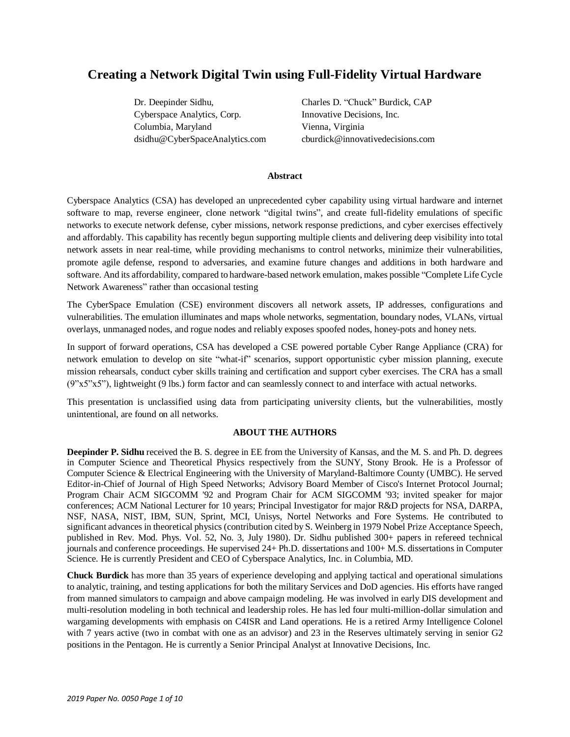# Creating a Network Digital Twin using Full-Fidelity Virtual Hardware

Dr. Deepinder Sidhu,
Cyberspace Analytics, Corp.
Columbia, Maryland
dsidhu@CyberSpaceAnalytics.com

Charles D. "Chuck" Burdick, CAP
Innovative Decisions, Inc.
Vienna, Virginia
cburdick@innovativedecisions.com

## Abstract

Cyberspace Analytics (CSA) has developed an unprecedented cyber capability using virtual hardware and internet software to map, reverse engineer, clone network "digital twins", and create full-fidelity emulations of specific networks to execute network defense, cyber missions, network response predictions, and cyber exercises effectively and affordably. This capability has recently begun supporting multiple clients and delivering deep visibility into total network assets in near real-time, while providing mechanisms to control networks, minimize their vulnerabilities, promote agile defense, respond to adversaries, and examine future changes and additions in both hardware and software. And its affordability, compared to hardware-based network emulation, makes possible "Complete Life Cycle Network Awareness" rather than occasional testing

The CyberSpace Emulation (CSE) environment discovers all network assets, IP addresses, configurations and vulnerabilities. The emulation illuminates and maps whole networks, segmentation, boundary nodes, VLANs, virtual overlays, unmanaged nodes, and rogue nodes and reliably exposes spoofed nodes, honey-pots and honey nets.

In support of forward operations, CSA has developed a CSE powered portable Cyber Range Appliance (CRA) for network emulation to develop on site "what-if" scenarios, support opportunistic cyber mission planning, execute mission rehearsals, conduct cyber skills training and certification and support cyber exercises. The CRA has a small (9"x5"x5"), lightweight (9 lbs.) form factor and can seamlessly connect to and interface with actual networks.

This presentation is unclassified using data from participating university clients, but the vulnerabilities, mostly unintentional, are found on all networks.

## ABOUT THE AUTHORS

**Deepinder P. Sidhu** received the B. S. degree in EE from the University of Kansas, and the M. S. and Ph. D. degrees in Computer Science and Theoretical Physics respectively from the SUNY, Stony Brook. He is a Professor of Computer Science & Electrical Engineering with the University of Maryland-Baltimore County (UMBC). He served Editor-in-Chief of Journal of High Speed Networks; Advisory Board Member of Cisco's Internet Protocol Journal; Program Chair ACM SIGCOMM '92 and Program Chair for ACM SIGCOMM '93; invited speaker for major conferences; ACM National Lecturer for 10 years; Principal Investigator for major R&D projects for NSA, DARPA, NSF, NASA, NIST, IBM, SUN, Sprint, MCI, Unisys, Nortel Networks and Fore Systems. He contributed to significant advances in theoretical physics (contribution cited by S. Weinberg in 1979 Nobel Prize Acceptance Speech, published in Rev. Mod. Phys. Vol. 52, No. 3, July 1980). Dr. Sidhu published 300+ papers in refereed technical journals and conference proceedings. He supervised 24+ Ph.D. dissertations and 100+ M.S. dissertations in Computer Science. He is currently President and CEO of Cyberspace Analytics, Inc. in Columbia, MD.

**Chuck Burdick** has more than 35 years of experience developing and applying tactical and operational simulations to analytic, training, and testing applications for both the military Services and DoD agencies. His efforts have ranged from manned simulators to campaign and above campaign modeling. He was involved in early DIS development and multi-resolution modeling in both technical and leadership roles. He has led four multi-million-dollar simulation and wargaming developments with emphasis on C4ISR and Land operations. He is a retired Army Intelligence Colonel with 7 years active (two in combat with one as an advisor) and 23 in the Reserves ultimately serving in senior G2 positions in the Pentagon. He is currently a Senior Principal Analyst at Innovative Decisions, Inc.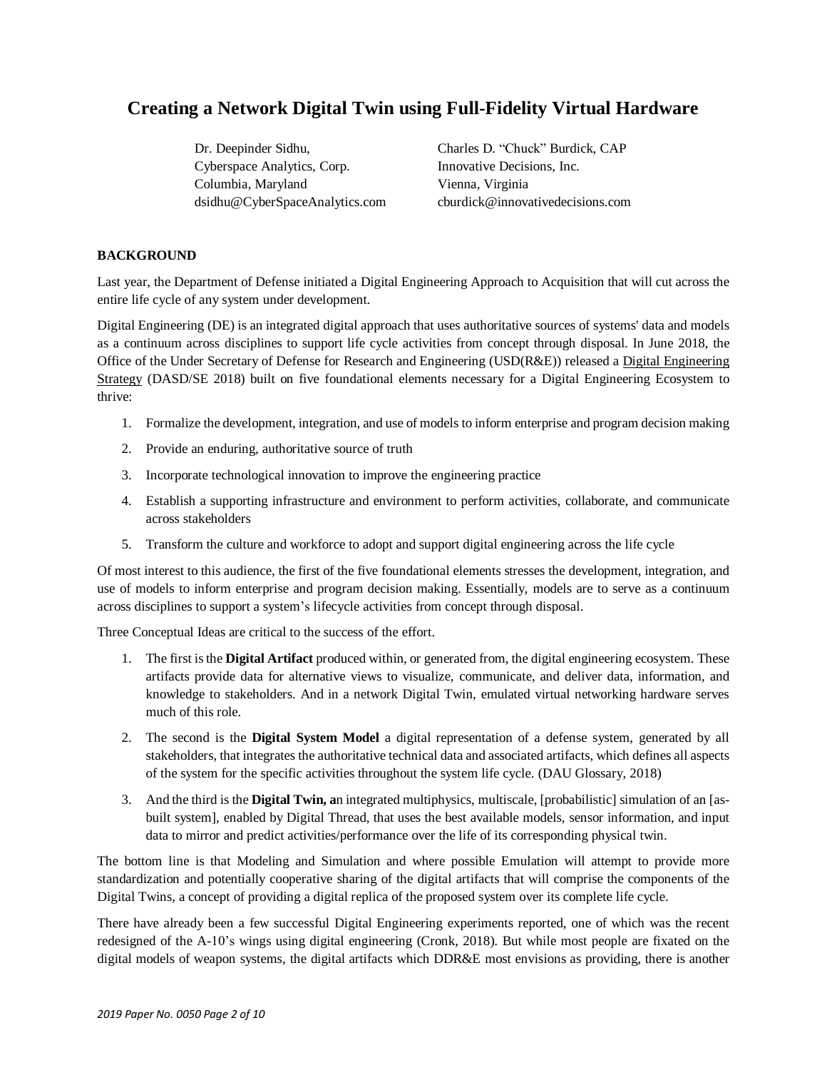# Creating a Network Digital Twin using Full-Fidelity Virtual Hardware

Dr. Deepinder Sidhu,
Cyberspace Analytics, Corp.
Columbia, Maryland
dsidhu@CyberSpaceAnalytics.com

Charles D. "Chuck" Burdick, CAP
Innovative Decisions, Inc.
Vienna, Virginia
cburdick@innovativedecisions.com

## BACKGROUND

Last year, the Department of Defense initiated a Digital Engineering Approach to Acquisition that will cut across the entire life cycle of any system under development.

Digital Engineering (DE) is an integrated digital approach that uses authoritative sources of systems' data and models as a continuum across disciplines to support life cycle activities from concept through disposal. In June 2018, the Office of the Under Secretary of Defense for Research and Engineering (USD(R&E)) released a Digital Engineering Strategy (DASD/SE 2018) built on five foundational elements necessary for a Digital Engineering Ecosystem to thrive:

1. Formalize the development, integration, and use of models to inform enterprise and program decision making
2. Provide an enduring, authoritative source of truth
3. Incorporate technological innovation to improve the engineering practice
4. Establish a supporting infrastructure and environment to perform activities, collaborate, and communicate across stakeholders
5. Transform the culture and workforce to adopt and support digital engineering across the life cycle

Of most interest to this audience, the first of the five foundational elements stresses the development, integration, and use of models to inform enterprise and program decision making. Essentially, models are to serve as a continuum across disciplines to support a system's lifecycle activities from concept through disposal.

Three Conceptual Ideas are critical to the success of the effort.

1. The first is the **Digital Artifact** produced within, or generated from, the digital engineering ecosystem. These artifacts provide data for alternative views to visualize, communicate, and deliver data, information, and knowledge to stakeholders. And in a network Digital Twin, emulated virtual networking hardware serves much of this role.
2. The second is the **Digital System Model** a digital representation of a defense system, generated by all stakeholders, that integrates the authoritative technical data and associated artifacts, which defines all aspects of the system for the specific activities throughout the system life cycle. (DAU Glossary, 2018)
3. And the third is the **Digital Twin, a**n integrated multiphysics, multiscale, [probabilistic] simulation of an [as-built system], enabled by Digital Thread, that uses the best available models, sensor information, and input data to mirror and predict activities/performance over the life of its corresponding physical twin.

The bottom line is that Modeling and Simulation and where possible Emulation will attempt to provide more standardization and potentially cooperative sharing of the digital artifacts that will comprise the components of the Digital Twins, a concept of providing a digital replica of the proposed system over its complete life cycle.

There have already been a few successful Digital Engineering experiments reported, one of which was the recent redesigned of the A-10's wings using digital engineering (Cronk, 2018). But while most people are fixated on the digital models of weapon systems, the digital artifacts which DDR&E most envisions as providing, there is another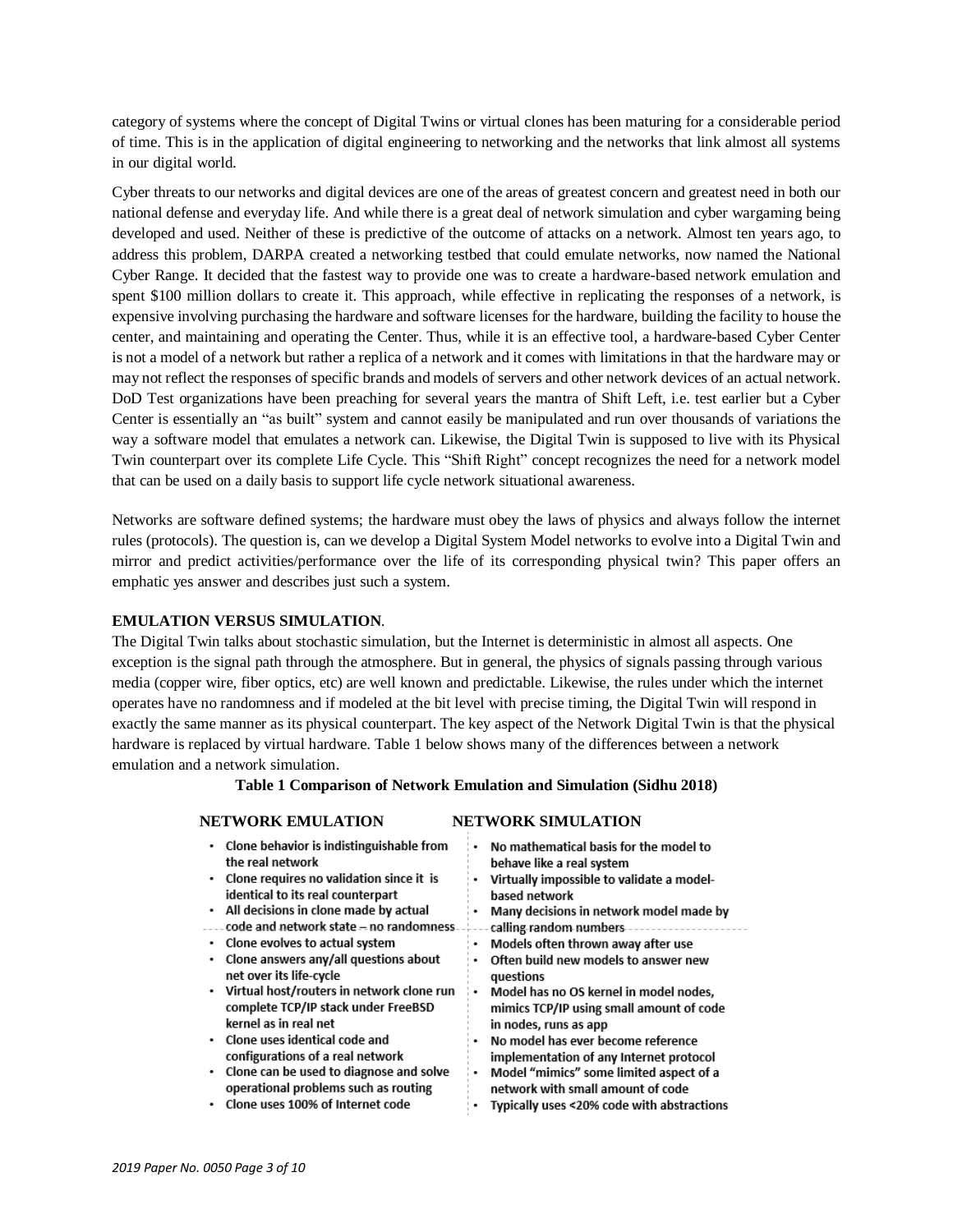category of systems where the concept of Digital Twins or virtual clones has been maturing for a considerable period of time. This is in the application of digital engineering to networking and the networks that link almost all systems in our digital world.

Cyber threats to our networks and digital devices are one of the areas of greatest concern and greatest need in both our national defense and everyday life. And while there is a great deal of network simulation and cyber wargaming being developed and used. Neither of these is predictive of the outcome of attacks on a network. Almost ten years ago, to address this problem, DARPA created a networking testbed that could emulate networks, now named the National Cyber Range. It decided that the fastest way to provide one was to create a hardware-based network emulation and spent $100 million dollars to create it. This approach, while effective in replicating the responses of a network, is expensive involving purchasing the hardware and software licenses for the hardware, building the facility to house the center, and maintaining and operating the Center. Thus, while it is an effective tool, a hardware-based Cyber Center is not a model of a network but rather a replica of a network and it comes with limitations in that the hardware may or may not reflect the responses of specific brands and models of servers and other network devices of an actual network. DoD Test organizations have been preaching for several years the mantra of Shift Left, i.e. test earlier but a Cyber Center is essentially an "as built" system and cannot easily be manipulated and run over thousands of variations the way a software model that emulates a network can. Likewise, the Digital Twin is supposed to live with its Physical Twin counterpart over its complete Life Cycle. This "Shift Right" concept recognizes the need for a network model that can be used on a daily basis to support life cycle network situational awareness.

Networks are software defined systems; the hardware must obey the laws of physics and always follow the internet rules (protocols). The question is, can we develop a Digital System Model networks to evolve into a Digital Twin and mirror and predict activities/performance over the life of its corresponding physical twin? This paper offers an emphatic yes answer and describes just such a system.

**EMULATION VERSUS SIMULATION**.

The Digital Twin talks about stochastic simulation, but the Internet is deterministic in almost all aspects. One exception is the signal path through the atmosphere. But in general, the physics of signals passing through various media (copper wire, fiber optics, etc) are well known and predictable. Likewise, the rules under which the internet operates have no randomness and if modeled at the bit level with precise timing, the Digital Twin will respond in exactly the same manner as its physical counterpart. The key aspect of the Network Digital Twin is that the physical hardware is replaced by virtual hardware. Table 1 below shows many of the differences between a network emulation and a network simulation.

**Table 1 Comparison of Network Emulation and Simulation (Sidhu 2018)**

| NETWORK EMULATION | NETWORK SIMULATION |
|---|---|
| • Clone behavior is indistinguishable from the real network | • No mathematical basis for the model to behave like a real system |
| • Clone requires no validation since it is identical to its real counterpart | • Virtually impossible to validate a model-based network |
| • All decisions in clone made by actual code and network state – no randomness | • Many decisions in network model made by calling random numbers |
| • Clone evolves to actual system | • Models often thrown away after use |
| • Clone answers any/all questions about net over its life-cycle | • Often build new models to answer new questions |
| • Virtual host/routers in network clone run complete TCP/IP stack under FreeBSD kernel as in real net | • Model has no OS kernel in model nodes, mimics TCP/IP using small amount of code in nodes, runs as app |
| • Clone uses identical code and configurations of a real network | • No model has ever become reference implementation of any Internet protocol |
| • Clone can be used to diagnose and solve operational problems such as routing | • Model "mimics" some limited aspect of a network with small amount of code |
| • Clone uses 100% of Internet code | • Typically uses <20% code with abstractions |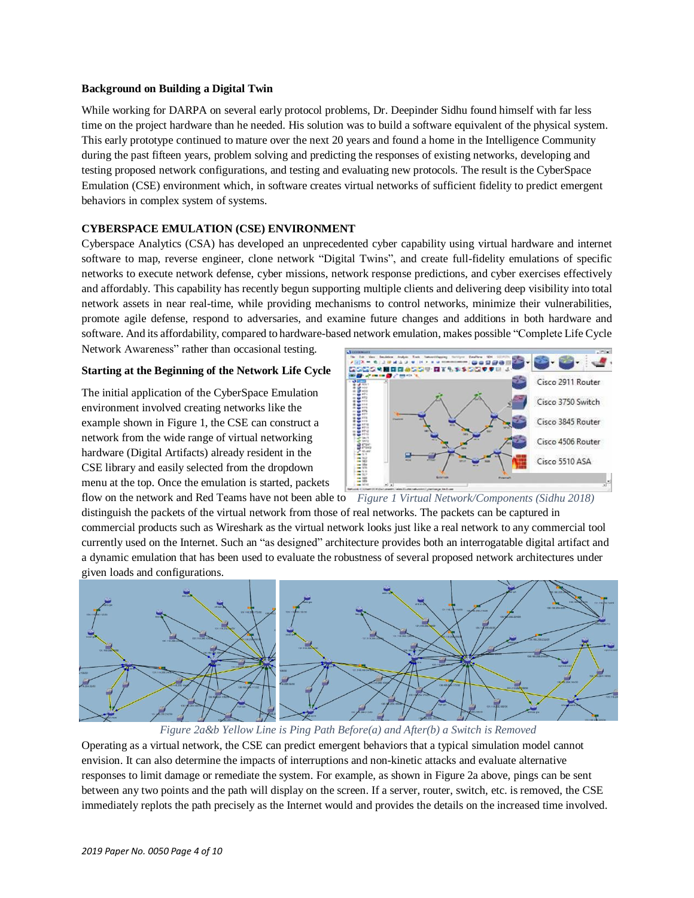**Background on Building a Digital Twin**

While working for DARPA on several early protocol problems, Dr. Deepinder Sidhu found himself with far less time on the project hardware than he needed. His solution was to build a software equivalent of the physical system. This early prototype continued to mature over the next 20 years and found a home in the Intelligence Community during the past fifteen years, problem solving and predicting the responses of existing networks, developing and testing proposed network configurations, and testing and evaluating new protocols. The result is the CyberSpace Emulation (CSE) environment which, in software creates virtual networks of sufficient fidelity to predict emergent behaviors in complex system of systems.

**CYBERSPACE EMULATION (CSE) ENVIRONMENT**

Cyberspace Analytics (CSA) has developed an unprecedented cyber capability using virtual hardware and internet software to map, reverse engineer, clone network "Digital Twins", and create full-fidelity emulations of specific networks to execute network defense, cyber missions, network response predictions, and cyber exercises effectively and affordably. This capability has recently begun supporting multiple clients and delivering deep visibility into total network assets in near real-time, while providing mechanisms to control networks, minimize their vulnerabilities, promote agile defense, respond to adversaries, and examine future changes and additions in both hardware and software. And its affordability, compared to hardware-based network emulation, makes possible "Complete Life Cycle Network Awareness" rather than occasional testing.

**Starting at the Beginning of the Network Life Cycle**

The initial application of the CyberSpace Emulation environment involved creating networks like the example shown in Figure 1, the CSE can construct a network from the wide range of virtual networking hardware (Digital Artifacts) already resident in the CSE library and easily selected from the dropdown menu at the top. Once the emulation is started, packets flow on the network and Red Teams have not been able to distinguish the packets of the virtual network from those of real networks. The packets can be captured in commercial products such as Wireshark as the virtual network looks just like a real network to any commercial tool currently used on the Internet. Such an "as designed" architecture provides both an interrogatable digital artifact and a dynamic emulation that has been used to evaluate the robustness of several proposed network architectures under given loads and configurations.

*Figure 1 Virtual Network/Components (Sidhu 2018)*

*Figure 2a&b Yellow Line is Ping Path Before(a) and After(b) a Switch is Removed*

Operating as a virtual network, the CSE can predict emergent behaviors that a typical simulation model cannot envision. It can also determine the impacts of interruptions and non-kinetic attacks and evaluate alternative responses to limit damage or remediate the system. For example, as shown in Figure 2a above, pings can be sent between any two points and the path will display on the screen. If a server, router, switch, etc. is removed, the CSE immediately replots the path precisely as the Internet would and provides the details on the increased time involved.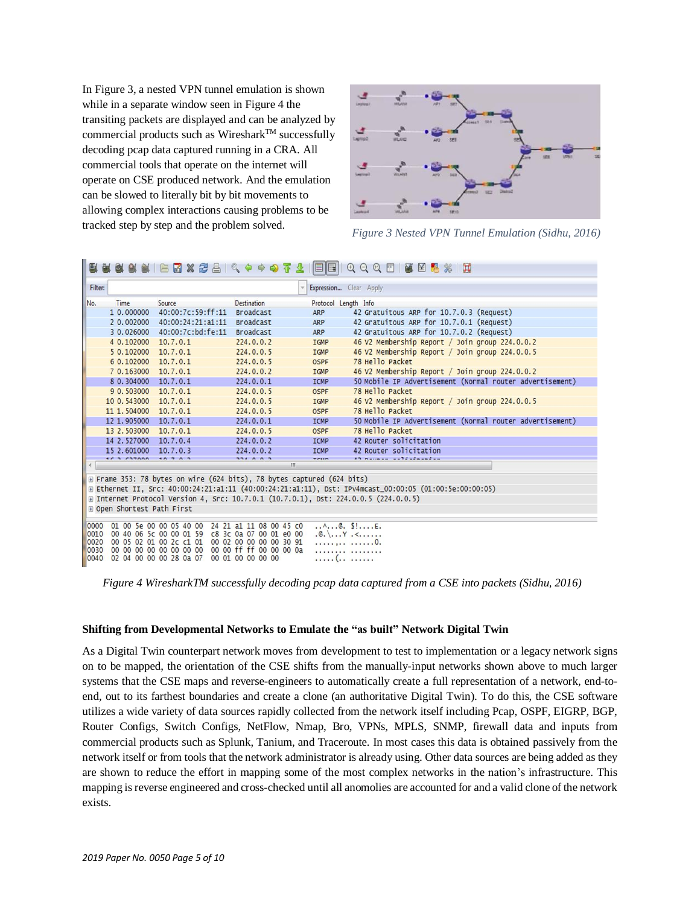In Figure 3, a nested VPN tunnel emulation is shown while in a separate window seen in Figure 4 the transiting packets are displayed and can be analyzed by commercial products such as Wireshark[TM] successfully decoding pcap data captured running in a CRA. All commercial tools that operate on the internet will operate on CSE produced network. And the emulation can be slowed to literally bit by bit movements to allowing complex interactions causing problems to be tracked step by step and the problem solved.

*Figure 3 Nested VPN Tunnel Emulation (Sidhu, 2016)*

*Figure 4 WiresharkTM successfully decoding pcap data captured from a CSE into packets (Sidhu, 2016)*

### Shifting from Developmental Networks to Emulate the "as built" Network Digital Twin

As a Digital Twin counterpart network moves from development to test to implementation or a legacy network signs on to be mapped, the orientation of the CSE shifts from the manually-input networks shown above to much larger systems that the CSE maps and reverse-engineers to automatically create a full representation of a network, end-to-end, out to its farthest boundaries and create a clone (an authoritative Digital Twin). To do this, the CSE software utilizes a wide variety of data sources rapidly collected from the network itself including Pcap, OSPF, EIGRP, BGP, Router Configs, Switch Configs, NetFlow, Nmap, Bro, VPNs, MPLS, SNMP, firewall data and inputs from commercial products such as Splunk, Tanium, and Traceroute. In most cases this data is obtained passively from the network itself or from tools that the network administrator is already using. Other data sources are being added as they are shown to reduce the effort in mapping some of the most complex networks in the nation's infrastructure. This mapping is reverse engineered and cross-checked until all anomolies are accounted for and a valid clone of the network exists.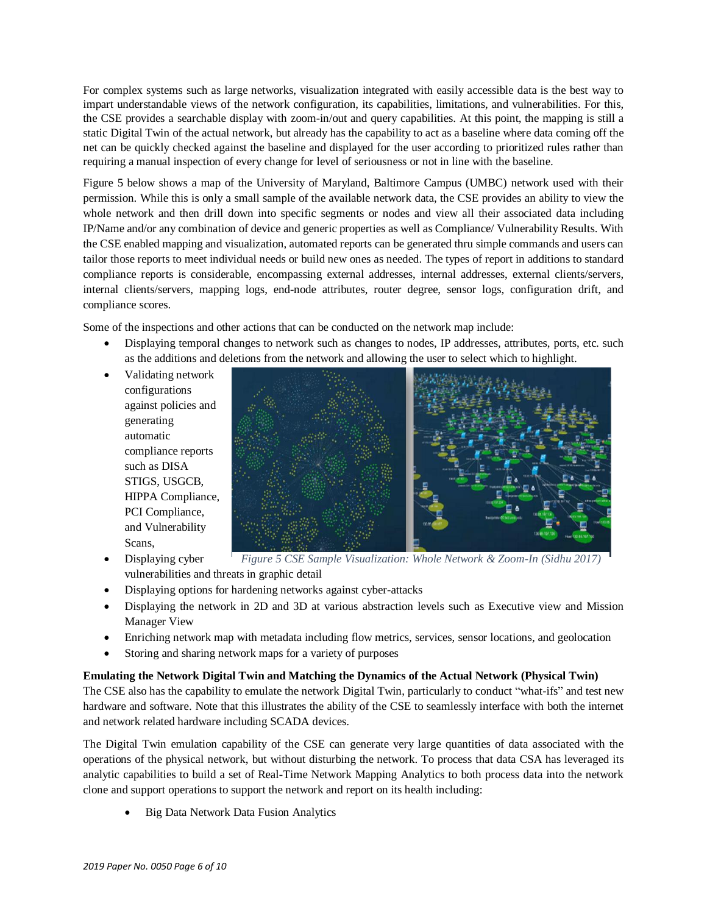For complex systems such as large networks, visualization integrated with easily accessible data is the best way to impart understandable views of the network configuration, its capabilities, limitations, and vulnerabilities. For this, the CSE provides a searchable display with zoom-in/out and query capabilities. At this point, the mapping is still a static Digital Twin of the actual network, but already has the capability to act as a baseline where data coming off the net can be quickly checked against the baseline and displayed for the user according to prioritized rules rather than requiring a manual inspection of every change for level of seriousness or not in line with the baseline.

Figure 5 below shows a map of the University of Maryland, Baltimore Campus (UMBC) network used with their permission. While this is only a small sample of the available network data, the CSE provides an ability to view the whole network and then drill down into specific segments or nodes and view all their associated data including IP/Name and/or any combination of device and generic properties as well as Compliance/ Vulnerability Results. With the CSE enabled mapping and visualization, automated reports can be generated thru simple commands and users can tailor those reports to meet individual needs or build new ones as needed. The types of report in additions to standard compliance reports is considerable, encompassing external addresses, internal addresses, external clients/servers, internal clients/servers, mapping logs, end-node attributes, router degree, sensor logs, configuration drift, and compliance scores.

Some of the inspections and other actions that can be conducted on the network map include:

- Displaying temporal changes to network such as changes to nodes, IP addresses, attributes, ports, etc. such as the additions and deletions from the network and allowing the user to select which to highlight.
- Validating network configurations against policies and generating automatic compliance reports such as DISA STIGS, USGCB, HIPPA Compliance, PCI Compliance, and Vulnerability Scans,
- Displaying cyber vulnerabilities and threats in graphic detail
- Displaying options for hardening networks against cyber-attacks
- Displaying the network in 2D and 3D at various abstraction levels such as Executive view and Mission Manager View
- Enriching network map with metadata including flow metrics, services, sensor locations, and geolocation
- Storing and sharing network maps for a variety of purposes

*Figure 5 CSE Sample Visualization: Whole Network & Zoom-In (Sidhu 2017)*

**Emulating the Network Digital Twin and Matching the Dynamics of the Actual Network (Physical Twin)**
The CSE also has the capability to emulate the network Digital Twin, particularly to conduct "what-ifs" and test new hardware and software. Note that this illustrates the ability of the CSE to seamlessly interface with both the internet and network related hardware including SCADA devices.

The Digital Twin emulation capability of the CSE can generate very large quantities of data associated with the operations of the physical network, but without disturbing the network. To process that data CSA has leveraged its analytic capabilities to build a set of Real-Time Network Mapping Analytics to both process data into the network clone and support operations to support the network and report on its health including:

- Big Data Network Data Fusion Analytics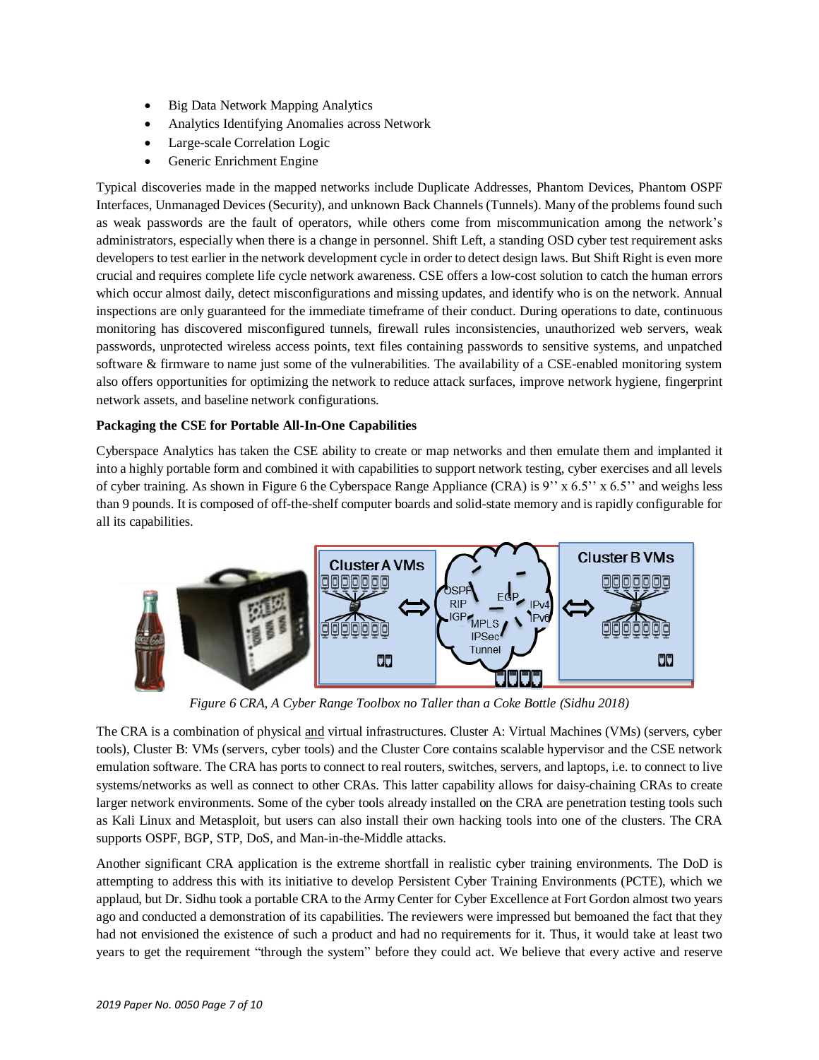- Big Data Network Mapping Analytics
- Analytics Identifying Anomalies across Network
- Large-scale Correlation Logic
- Generic Enrichment Engine

Typical discoveries made in the mapped networks include Duplicate Addresses, Phantom Devices, Phantom OSPF Interfaces, Unmanaged Devices (Security), and unknown Back Channels (Tunnels). Many of the problems found such as weak passwords are the fault of operators, while others come from miscommunication among the network's administrators, especially when there is a change in personnel. Shift Left, a standing OSD cyber test requirement asks developers to test earlier in the network development cycle in order to detect design laws. But Shift Right is even more crucial and requires complete life cycle network awareness. CSE offers a low-cost solution to catch the human errors which occur almost daily, detect misconfigurations and missing updates, and identify who is on the network. Annual inspections are only guaranteed for the immediate timeframe of their conduct. During operations to date, continuous monitoring has discovered misconfigured tunnels, firewall rules inconsistencies, unauthorized web servers, weak passwords, unprotected wireless access points, text files containing passwords to sensitive systems, and unpatched software & firmware to name just some of the vulnerabilities. The availability of a CSE-enabled monitoring system also offers opportunities for optimizing the network to reduce attack surfaces, improve network hygiene, fingerprint network assets, and baseline network configurations.

**Packaging the CSE for Portable All-In-One Capabilities**

Cyberspace Analytics has taken the CSE ability to create or map networks and then emulate them and implanted it into a highly portable form and combined it with capabilities to support network testing, cyber exercises and all levels of cyber training. As shown in Figure 6 the Cyberspace Range Appliance (CRA) is 9'' x 6.5'' x 6.5'' and weighs less than 9 pounds. It is composed of off-the-shelf computer boards and solid-state memory and is rapidly configurable for all its capabilities.

*Figure 6 CRA, A Cyber Range Toolbox no Taller than a Coke Bottle (Sidhu 2018)*

The CRA is a combination of physical and virtual infrastructures. Cluster A: Virtual Machines (VMs) (servers, cyber tools), Cluster B: VMs (servers, cyber tools) and the Cluster Core contains scalable hypervisor and the CSE network emulation software. The CRA has ports to connect to real routers, switches, servers, and laptops, i.e. to connect to live systems/networks as well as connect to other CRAs. This latter capability allows for daisy-chaining CRAs to create larger network environments. Some of the cyber tools already installed on the CRA are penetration testing tools such as Kali Linux and Metasploit, but users can also install their own hacking tools into one of the clusters. The CRA supports OSPF, BGP, STP, DoS, and Man-in-the-Middle attacks.

Another significant CRA application is the extreme shortfall in realistic cyber training environments. The DoD is attempting to address this with its initiative to develop Persistent Cyber Training Environments (PCTE), which we applaud, but Dr. Sidhu took a portable CRA to the Army Center for Cyber Excellence at Fort Gordon almost two years ago and conducted a demonstration of its capabilities. The reviewers were impressed but bemoaned the fact that they had not envisioned the existence of such a product and had no requirements for it. Thus, it would take at least two years to get the requirement "through the system" before they could act. We believe that every active and reserve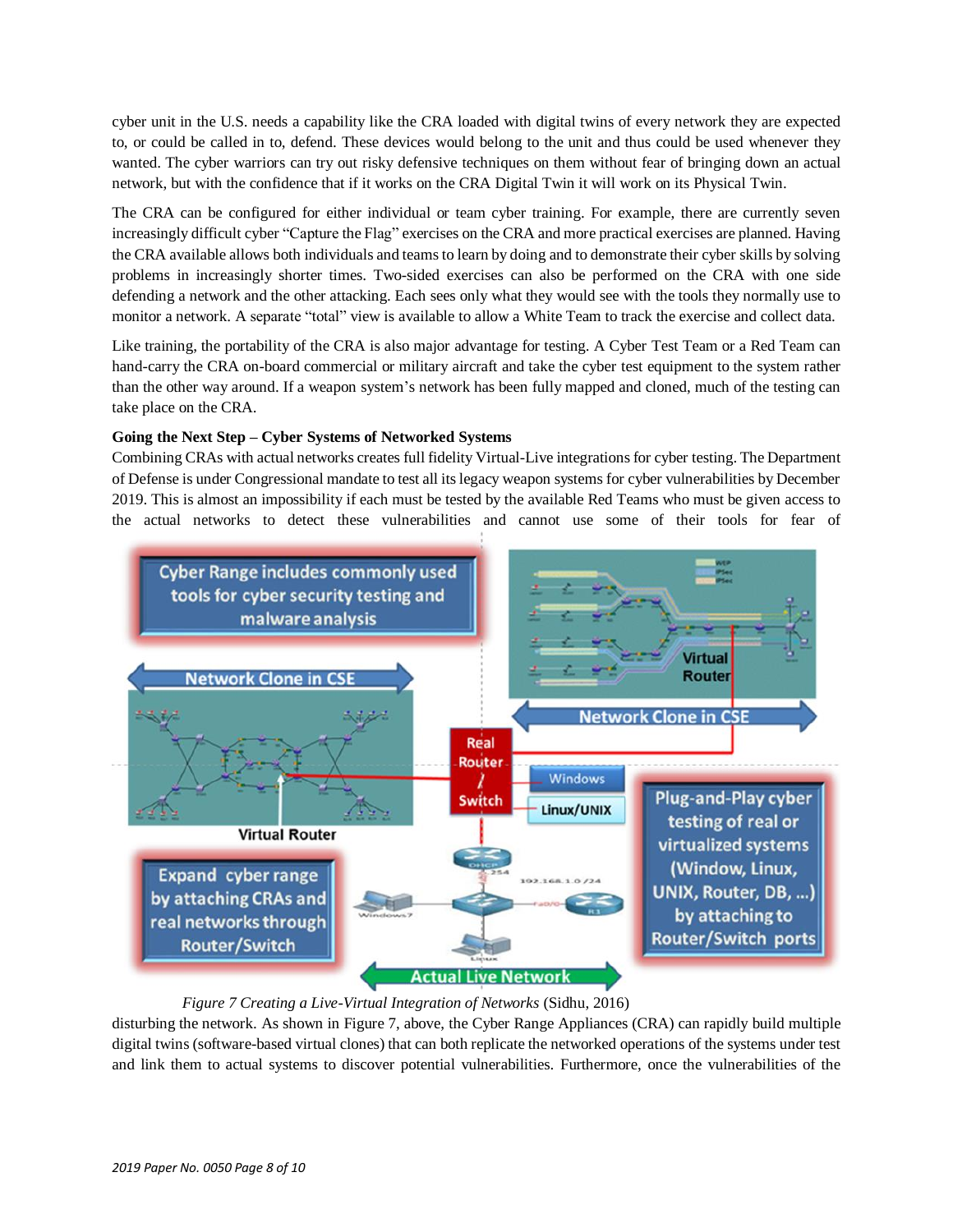cyber unit in the U.S. needs a capability like the CRA loaded with digital twins of every network they are expected to, or could be called in to, defend. These devices would belong to the unit and thus could be used whenever they wanted. The cyber warriors can try out risky defensive techniques on them without fear of bringing down an actual network, but with the confidence that if it works on the CRA Digital Twin it will work on its Physical Twin.

The CRA can be configured for either individual or team cyber training. For example, there are currently seven increasingly difficult cyber "Capture the Flag" exercises on the CRA and more practical exercises are planned. Having the CRA available allows both individuals and teams to learn by doing and to demonstrate their cyber skills by solving problems in increasingly shorter times. Two-sided exercises can also be performed on the CRA with one side defending a network and the other attacking. Each sees only what they would see with the tools they normally use to monitor a network. A separate "total" view is available to allow a White Team to track the exercise and collect data.

Like training, the portability of the CRA is also major advantage for testing. A Cyber Test Team or a Red Team can hand-carry the CRA on-board commercial or military aircraft and take the cyber test equipment to the system rather than the other way around. If a weapon system's network has been fully mapped and cloned, much of the testing can take place on the CRA.

**Going the Next Step – Cyber Systems of Networked Systems**

Combining CRAs with actual networks creates full fidelity Virtual-Live integrations for cyber testing. The Department of Defense is under Congressional mandate to test all its legacy weapon systems for cyber vulnerabilities by December 2019. This is almost an impossibility if each must be tested by the available Red Teams who must be given access to the actual networks to detect these vulnerabilities and cannot use some of their tools for fear of disturbing the network. As shown in Figure 7, above, the Cyber Range Appliances (CRA) can rapidly build multiple digital twins (software-based virtual clones) that can both replicate the networked operations of the systems under test and link them to actual systems to discover potential vulnerabilities. Furthermore, once the vulnerabilities of the

*Figure 7 Creating a Live-Virtual Integration of Networks* (Sidhu, 2016)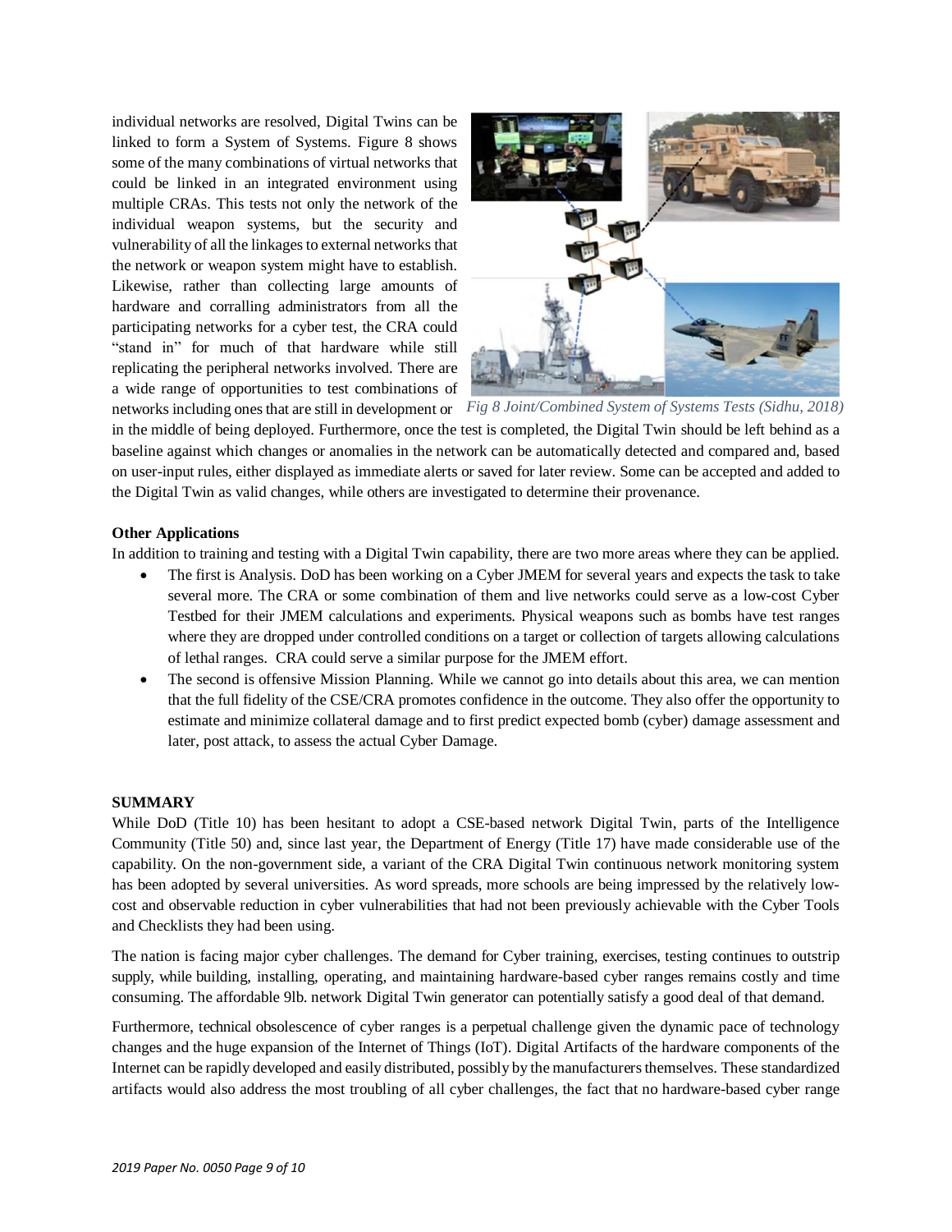individual networks are resolved, Digital Twins can be linked to form a System of Systems. Figure 8 shows some of the many combinations of virtual networks that could be linked in an integrated environment using multiple CRAs. This tests not only the network of the individual weapon systems, but the security and vulnerability of all the linkages to external networks that the network or weapon system might have to establish. Likewise, rather than collecting large amounts of hardware and corralling administrators from all the participating networks for a cyber test, the CRA could "stand in" for much of that hardware while still replicating the peripheral networks involved. There are a wide range of opportunities to test combinations of networks including ones that are still in development or in the middle of being deployed. Furthermore, once the test is completed, the Digital Twin should be left behind as a baseline against which changes or anomalies in the network can be automatically detected and compared and, based on user-input rules, either displayed as immediate alerts or saved for later review. Some can be accepted and added to the Digital Twin as valid changes, while others are investigated to determine their provenance.

*Fig 8 Joint/Combined System of Systems Tests (Sidhu, 2018)*

**Other Applications**

In addition to training and testing with a Digital Twin capability, there are two more areas where they can be applied.

- The first is Analysis. DoD has been working on a Cyber JMEM for several years and expects the task to take several more. The CRA or some combination of them and live networks could serve as a low-cost Cyber Testbed for their JMEM calculations and experiments. Physical weapons such as bombs have test ranges where they are dropped under controlled conditions on a target or collection of targets allowing calculations of lethal ranges. CRA could serve a similar purpose for the JMEM effort.
- The second is offensive Mission Planning. While we cannot go into details about this area, we can mention that the full fidelity of the CSE/CRA promotes confidence in the outcome. They also offer the opportunity to estimate and minimize collateral damage and to first predict expected bomb (cyber) damage assessment and later, post attack, to assess the actual Cyber Damage.

**SUMMARY**

While DoD (Title 10) has been hesitant to adopt a CSE-based network Digital Twin, parts of the Intelligence Community (Title 50) and, since last year, the Department of Energy (Title 17) have made considerable use of the capability. On the non-government side, a variant of the CRA Digital Twin continuous network monitoring system has been adopted by several universities. As word spreads, more schools are being impressed by the relatively low-cost and observable reduction in cyber vulnerabilities that had not been previously achievable with the Cyber Tools and Checklists they had been using.

The nation is facing major cyber challenges. The demand for Cyber training, exercises, testing continues to outstrip supply, while building, installing, operating, and maintaining hardware-based cyber ranges remains costly and time consuming. The affordable 9lb. network Digital Twin generator can potentially satisfy a good deal of that demand.

Furthermore, technical obsolescence of cyber ranges is a perpetual challenge given the dynamic pace of technology changes and the huge expansion of the Internet of Things (IoT). Digital Artifacts of the hardware components of the Internet can be rapidly developed and easily distributed, possibly by the manufacturers themselves. These standardized artifacts would also address the most troubling of all cyber challenges, the fact that no hardware-based cyber range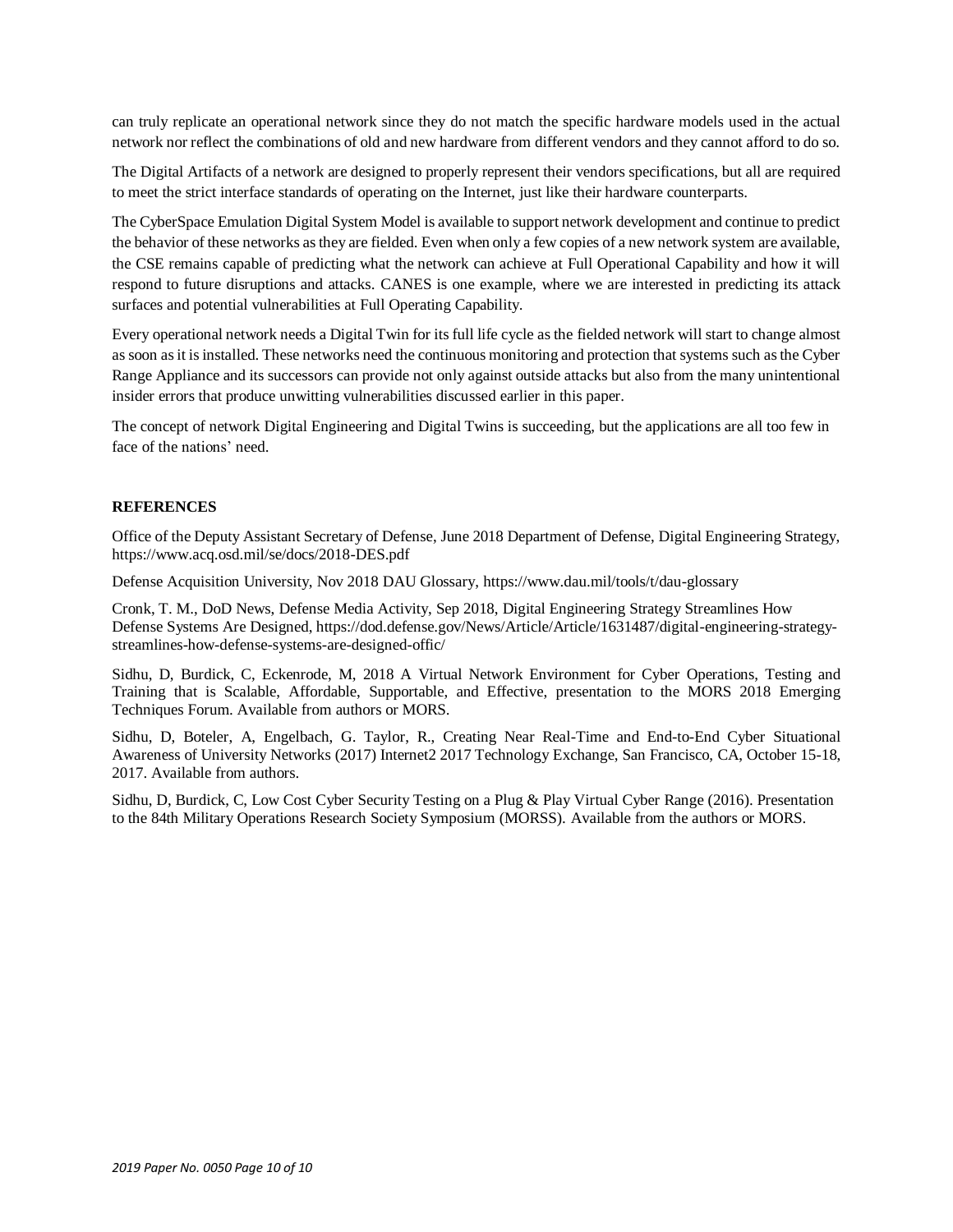can truly replicate an operational network since they do not match the specific hardware models used in the actual network nor reflect the combinations of old and new hardware from different vendors and they cannot afford to do so.

The Digital Artifacts of a network are designed to properly represent their vendors specifications, but all are required to meet the strict interface standards of operating on the Internet, just like their hardware counterparts.

The CyberSpace Emulation Digital System Model is available to support network development and continue to predict the behavior of these networks as they are fielded. Even when only a few copies of a new network system are available, the CSE remains capable of predicting what the network can achieve at Full Operational Capability and how it will respond to future disruptions and attacks. CANES is one example, where we are interested in predicting its attack surfaces and potential vulnerabilities at Full Operating Capability.

Every operational network needs a Digital Twin for its full life cycle as the fielded network will start to change almost as soon as it is installed. These networks need the continuous monitoring and protection that systems such as the Cyber Range Appliance and its successors can provide not only against outside attacks but also from the many unintentional insider errors that produce unwitting vulnerabilities discussed earlier in this paper.

The concept of network Digital Engineering and Digital Twins is succeeding, but the applications are all too few in face of the nations' need.

## REFERENCES

Office of the Deputy Assistant Secretary of Defense, June 2018 Department of Defense, Digital Engineering Strategy, https://www.acq.osd.mil/se/docs/2018-DES.pdf

Defense Acquisition University, Nov 2018 DAU Glossary, https://www.dau.mil/tools/t/dau-glossary

Cronk, T. M., DoD News, Defense Media Activity, Sep 2018, Digital Engineering Strategy Streamlines How Defense Systems Are Designed, https://dod.defense.gov/News/Article/Article/1631487/digital-engineering-strategy-streamlines-how-defense-systems-are-designed-offic/

Sidhu, D, Burdick, C, Eckenrode, M, 2018 A Virtual Network Environment for Cyber Operations, Testing and Training that is Scalable, Affordable, Supportable, and Effective, presentation to the MORS 2018 Emerging Techniques Forum. Available from authors or MORS.

Sidhu, D, Boteler, A, Engelbach, G. Taylor, R., Creating Near Real-Time and End-to-End Cyber Situational Awareness of University Networks (2017) Internet2 2017 Technology Exchange, San Francisco, CA, October 15-18, 2017. Available from authors.

Sidhu, D, Burdick, C, Low Cost Cyber Security Testing on a Plug & Play Virtual Cyber Range (2016). Presentation to the 84th Military Operations Research Society Symposium (MORSS). Available from the authors or MORS.